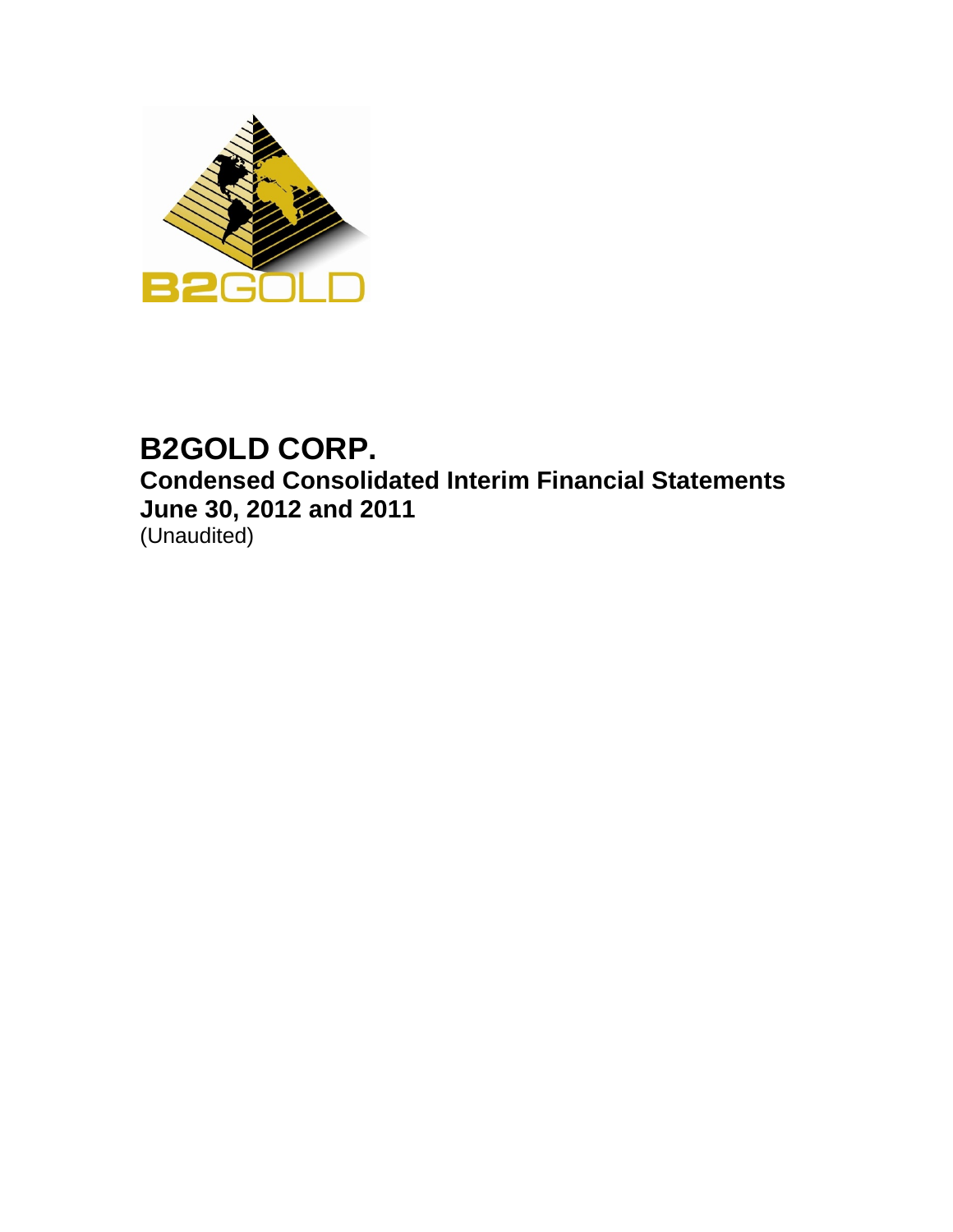# B2GOLD CORP.

## Condensed Consolidated Interim Financial Statements
## June 30, 2012 and 2011

(Unaudited)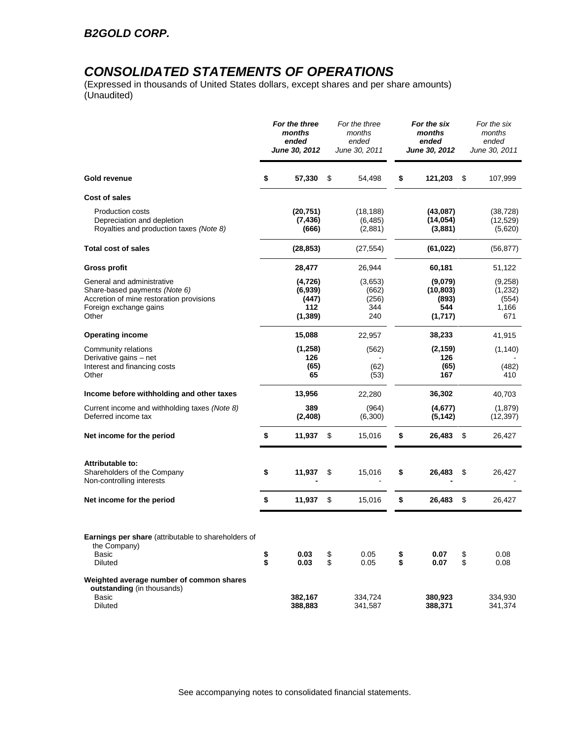## *B2GOLD CORP.*

# *CONSOLIDATED STATEMENTS OF OPERATIONS*

(Expressed in thousands of United States dollars, except shares and per share amounts)
(Unaudited)

| | ***For the three months ended June 30, 2012*** | *For the three months ended June 30, 2011* | ***For the six months ended June 30, 2012*** | *For the six months ended June 30, 2011* |
|---|---|---|---|---|
| **Gold revenue** | **$ 57,330** | $ 54,498 | **$ 121,203** | $ 107,999 |
| **Cost of sales** | | | | |
| Production costs | **(20,751)** | (18,188) | **(43,087)** | (38,728) |
| Depreciation and depletion | **(7,436)** | (6,485) | **(14,054)** | (12,529) |
| Royalties and production taxes *(Note 8)* | **(666)** | (2,881) | **(3,881)** | (5,620) |
| **Total cost of sales** | **(28,853)** | (27,554) | **(61,022)** | (56,877) |
| **Gross profit** | **28,477** | 26,944 | **60,181** | 51,122 |
| General and administrative | **(4,726)** | (3,653) | **(9,079)** | (9,258) |
| Share-based payments *(Note 6)* | **(6,939)** | (662) | **(10,803)** | (1,232) |
| Accretion of mine restoration provisions | **(447)** | (256) | **(893)** | (554) |
| Foreign exchange gains | **112** | 344 | **544** | 1,166 |
| Other | **(1,389)** | 240 | **(1,717)** | 671 |
| **Operating income** | **15,088** | 22,957 | **38,233** | 41,915 |
| Community relations | **(1,258)** | (562) | **(2,159)** | (1,140) |
| Derivative gains – net | **126** | - | **126** | - |
| Interest and financing costs | **(65)** | (62) | **(65)** | (482) |
| Other | **65** | (53) | **167** | 410 |
| **Income before withholding and other taxes** | **13,956** | 22,280 | **36,302** | 40,703 |
| Current income and withholding taxes *(Note 8)* | **389** | (964) | **(4,677)** | (1,879) |
| Deferred income tax | **(2,408)** | (6,300) | **(5,142)** | (12,397) |
| **Net income for the period** | **$ 11,937** | $ 15,016 | **$ 26,483** | $ 26,427 |
| **Attributable to:** | | | | |
| Shareholders of the Company | **$ 11,937** | $ 15,016 | **$ 26,483** | $ 26,427 |
| Non-controlling interests | **-** | - | **-** | - |
| **Net income for the period** | **$ 11,937** | $ 15,016 | **$ 26,483** | $ 26,427 |
| **Earnings per share** (attributable to shareholders of the Company) | | | | |
| Basic | **$ 0.03** | $ 0.05 | **$ 0.07** | $ 0.08 |
| Diluted | **$ 0.03** | $ 0.05 | **$ 0.07** | $ 0.08 |
| **Weighted average number of common shares outstanding** (in thousands) | | | | |
| Basic | **382,167** | 334,724 | **380,923** | 334,930 |
| Diluted | **388,883** | 341,587 | **388,371** | 341,374 |

See accompanying notes to consolidated financial statements.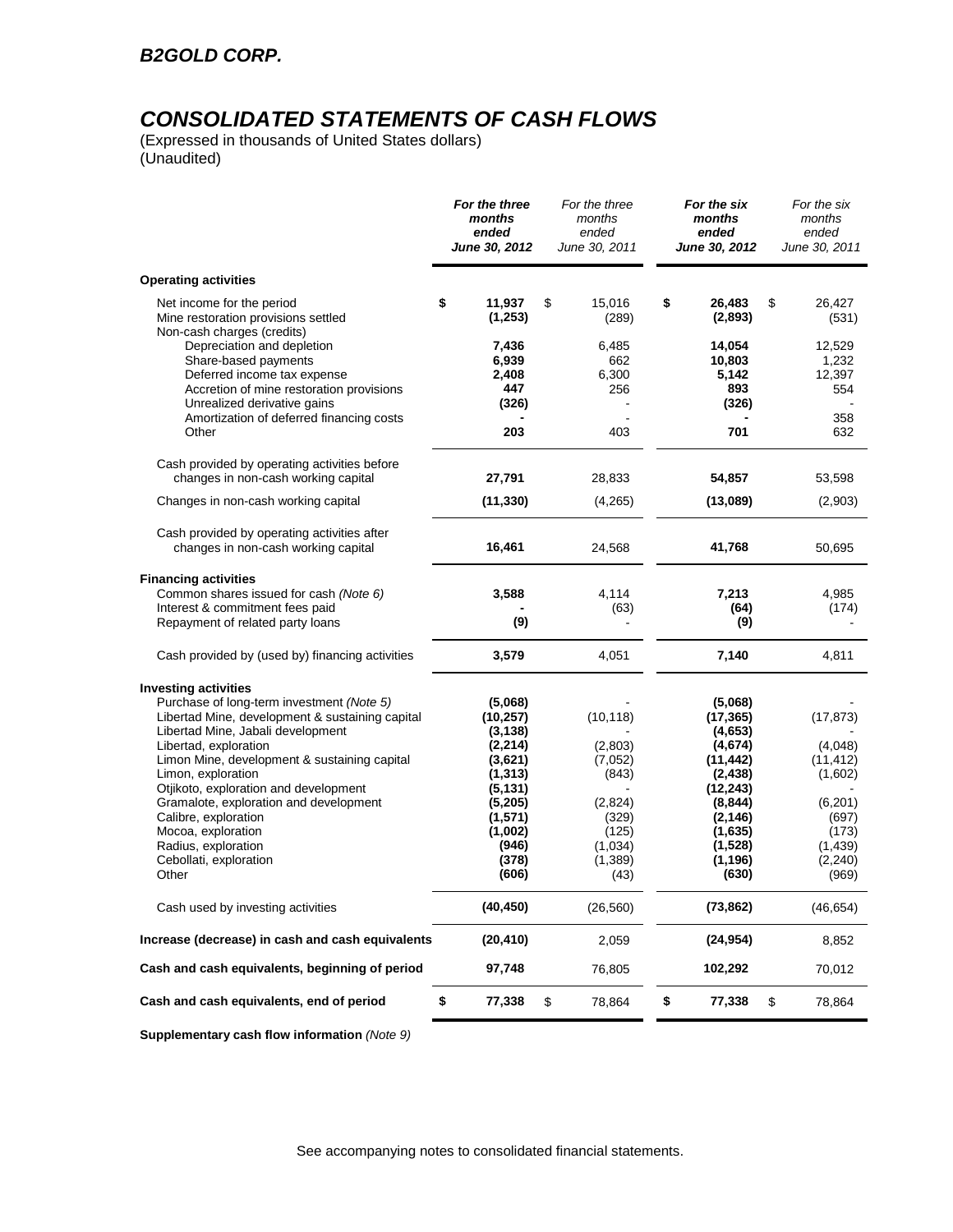## *B2GOLD CORP.*

# *CONSOLIDATED STATEMENTS OF CASH FLOWS*

(Expressed in thousands of United States dollars)
(Unaudited)

| | ***For the three months ended June 30, 2012*** | *For the three months ended June 30, 2011* | ***For the six months ended June 30, 2012*** | *For the six months ended June 30, 2011* |
|---|---|---|---|---|
| **Operating activities** | | | | |
| Net income for the period | **$ 11,937** | $ 15,016 | **$ 26,483** | $ 26,427 |
| Mine restoration provisions settled | **(1,253)** | (289) | **(2,893)** | (531) |
| Non-cash charges (credits) | | | | |
| Depreciation and depletion | **7,436** | 6,485 | **14,054** | 12,529 |
| Share-based payments | **6,939** | 662 | **10,803** | 1,232 |
| Deferred income tax expense | **2,408** | 6,300 | **5,142** | 12,397 |
| Accretion of mine restoration provisions | **447** | 256 | **893** | 554 |
| Unrealized derivative gains | **(326)** | - | **(326)** | - |
| Amortization of deferred financing costs | **-** | - | **-** | 358 |
| Other | **203** | 403 | **701** | 632 |
| Cash provided by operating activities before changes in non-cash working capital | **27,791** | 28,833 | **54,857** | 53,598 |
| Changes in non-cash working capital | **(11,330)** | (4,265) | **(13,089)** | (2,903) |
| Cash provided by operating activities after changes in non-cash working capital | **16,461** | 24,568 | **41,768** | 50,695 |
| **Financing activities** | | | | |
| Common shares issued for cash *(Note 6)* | **3,588** | 4,114 | **7,213** | 4,985 |
| Interest & commitment fees paid | **-** | (63) | **(64)** | (174) |
| Repayment of related party loans | **(9)** | - | **(9)** | - |
| Cash provided by (used by) financing activities | **3,579** | 4,051 | **7,140** | 4,811 |
| **Investing activities** | | | | |
| Purchase of long-term investment *(Note 5)* | **(5,068)** | - | **(5,068)** | - |
| Libertad Mine, development & sustaining capital | **(10,257)** | (10,118) | **(17,365)** | (17,873) |
| Libertad Mine, Jabali development | **(3,138)** | - | **(4,653)** | - |
| Libertad, exploration | **(2,214)** | (2,803) | **(4,674)** | (4,048) |
| Limon Mine, development & sustaining capital | **(3,621)** | (7,052) | **(11,442)** | (11,412) |
| Limon, exploration | **(1,313)** | (843) | **(2,438)** | (1,602) |
| Otjikoto, exploration and development | **(5,131)** | - | **(12,243)** | - |
| Gramalote, exploration and development | **(5,205)** | (2,824) | **(8,844)** | (6,201) |
| Calibre, exploration | **(1,571)** | (329) | **(2,146)** | (697) |
| Mocoa, exploration | **(1,002)** | (125) | **(1,635)** | (173) |
| Radius, exploration | **(946)** | (1,034) | **(1,528)** | (1,439) |
| Cebollati, exploration | **(378)** | (1,389) | **(1,196)** | (2,240) |
| Other | **(606)** | (43) | **(630)** | (969) |
| Cash used by investing activities | **(40,450)** | (26,560) | **(73,862)** | (46,654) |
| **Increase (decrease) in cash and cash equivalents** | **(20,410)** | 2,059 | **(24,954)** | 8,852 |
| **Cash and cash equivalents, beginning of period** | **97,748** | 76,805 | **102,292** | 70,012 |
| **Cash and cash equivalents, end of period** | **$ 77,338** | $ 78,864 | **$ 77,338** | $ 78,864 |

**Supplementary cash flow information** *(Note 9)*

See accompanying notes to consolidated financial statements.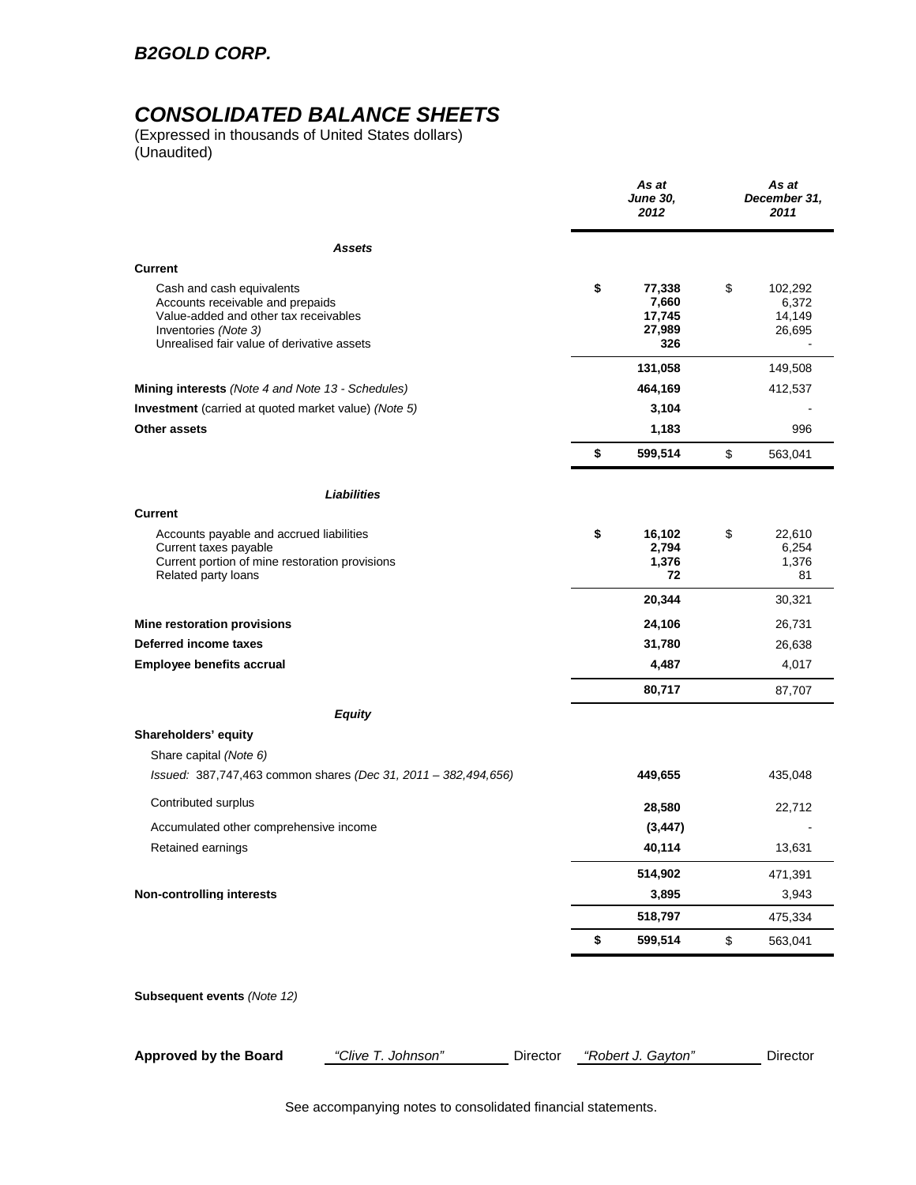# B2GOLD CORP.

# CONSOLIDATED BALANCE SHEETS

(Expressed in thousands of United States dollars)
(Unaudited)

| | As at June 30, 2012 | As at December 31, 2011 |
|---|---|---|
| ***Assets*** | | |
| **Current** | | |
| Cash and cash equivalents | **$ 77,338** | $ 102,292 |
| Accounts receivable and prepaids | **7,660** | 6,372 |
| Value-added and other tax receivables | **17,745** | 14,149 |
| Inventories *(Note 3)* | **27,989** | 26,695 |
| Unrealised fair value of derivative assets | **326** | - |
| | **131,058** | 149,508 |
| **Mining interests** *(Note 4 and Note 13 - Schedules)* | **464,169** | 412,537 |
| **Investment** (carried at quoted market value) *(Note 5)* | **3,104** | - |
| **Other assets** | **1,183** | 996 |
| | **$ 599,514** | $ 563,041 |
| ***Liabilities*** | | |
| **Current** | | |
| Accounts payable and accrued liabilities | **$ 16,102** | $ 22,610 |
| Current taxes payable | **2,794** | 6,254 |
| Current portion of mine restoration provisions | **1,376** | 1,376 |
| Related party loans | **72** | 81 |
| | **20,344** | 30,321 |
| **Mine restoration provisions** | **24,106** | 26,731 |
| **Deferred income taxes** | **31,780** | 26,638 |
| **Employee benefits accrual** | **4,487** | 4,017 |
| | **80,717** | 87,707 |
| ***Equity*** | | |
| **Shareholders' equity** | | |
| Share capital *(Note 6)* | | |
| *Issued: 387,747,463 common shares (Dec 31, 2011 – 382,494,656)* | **449,655** | 435,048 |
| Contributed surplus | **28,580** | 22,712 |
| Accumulated other comprehensive income | **(3,447)** | - |
| Retained earnings | **40,114** | 13,631 |
| | **514,902** | 471,391 |
| **Non-controlling interests** | **3,895** | 3,943 |
| | **518,797** | 475,334 |
| | **$ 599,514** | $ 563,041 |

**Subsequent events** *(Note 12)*

**Approved by the Board** *"Clive T. Johnson"* Director *"Robert J. Gayton"* Director

See accompanying notes to consolidated financial statements.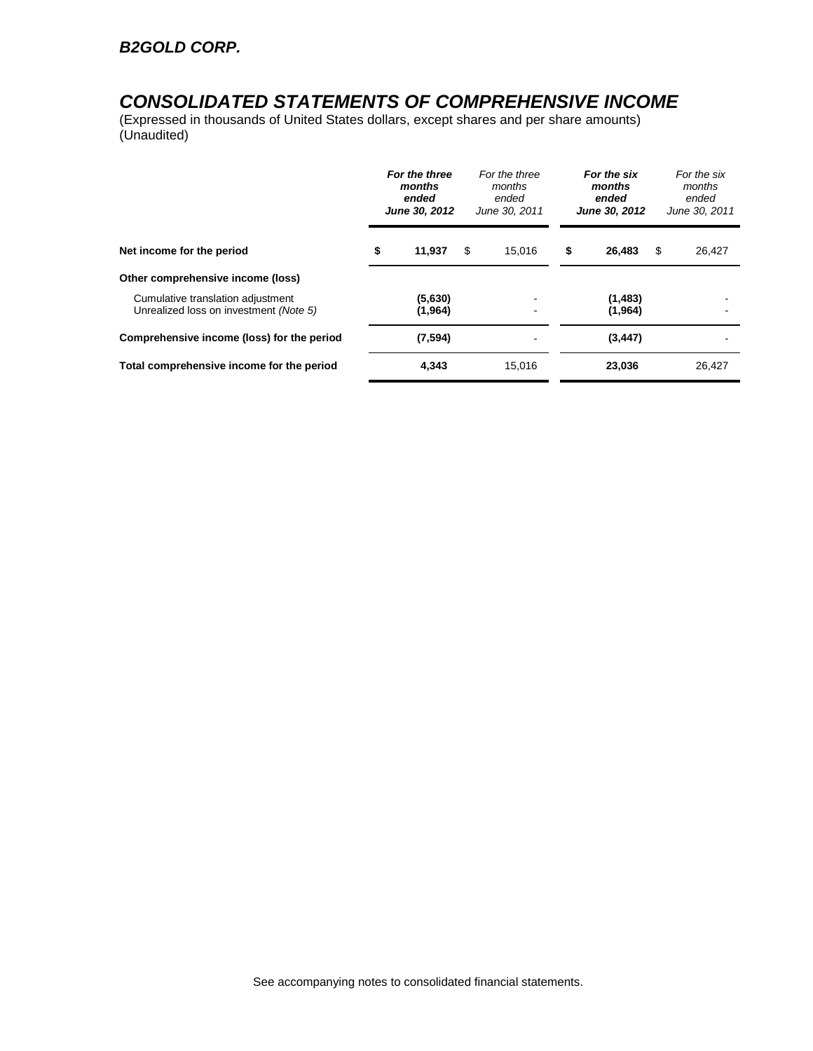**_B2GOLD CORP._**

# _CONSOLIDATED STATEMENTS OF COMPREHENSIVE INCOME_

(Expressed in thousands of United States dollars, except shares and per share amounts)
(Unaudited)

| | **_For the three months ended June 30, 2012_** | _For the three months ended June 30, 2011_ | **_For the six months ended June 30, 2012_** | _For the six months ended June 30, 2011_ |
|---|---|---|---|---|
| **Net income for the period** | **$ 11,937** | $ 15,016 | **$ 26,483** | $ 26,427 |
| **Other comprehensive income (loss)** | | | | |
| Cumulative translation adjustment | **(5,630)** | - | **(1,483)** | - |
| Unrealized loss on investment _(Note 5)_ | **(1,964)** | - | **(1,964)** | - |
| **Comprehensive income (loss) for the period** | **(7,594)** | - | **(3,447)** | - |
| **Total comprehensive income for the period** | **4,343** | 15,016 | **23,036** | 26,427 |

See accompanying notes to consolidated financial statements.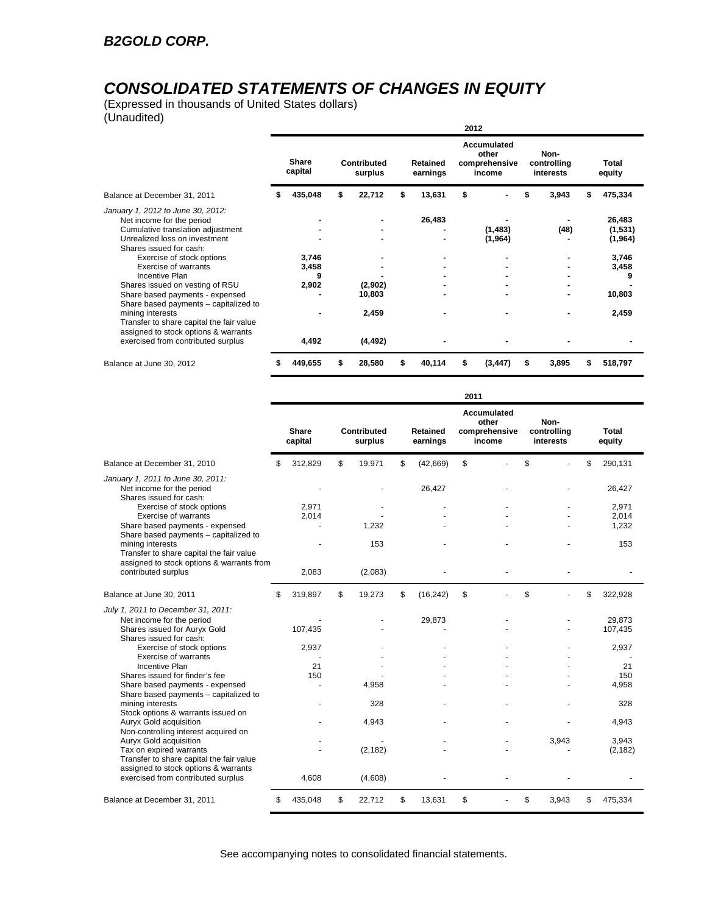## *B2GOLD CORP.*

# *CONSOLIDATED STATEMENTS OF CHANGES IN EQUITY*

(Expressed in thousands of United States dollars)
(Unaudited)

| | 2012 | | | | | |
|---|---|---|---|---|---|---|
| | **Share capital** | **Contributed surplus** | **Retained earnings** | **Accumulated other comprehensive income** | **Non-controlling interests** | **Total equity** |
| Balance at December 31, 2011 | **$ 435,048** | **$ 22,712** | **$ 13,631** | **$ -** | **$ 3,943** | **$ 475,334** |
| *January 1, 2012 to June 30, 2012:* | | | | | | |
| Net income for the period | **-** | **-** | **26,483** | **-** | **-** | **26,483** |
| Cumulative translation adjustment | **-** | **-** | **-** | **(1,483)** | **(48)** | **(1,531)** |
| Unrealized loss on investment | **-** | **-** | **-** | **(1,964)** | **-** | **(1,964)** |
| Shares issued for cash: | | | | | | |
| Exercise of stock options | **3,746** | **-** | **-** | **-** | **-** | **3,746** |
| Exercise of warrants | **3,458** | **-** | **-** | **-** | **-** | **3,458** |
| Incentive Plan | **9** | **-** | **-** | **-** | **-** | **9** |
| Shares issued on vesting of RSU | **2,902** | **(2,902)** | **-** | **-** | **-** | **-** |
| Share based payments - expensed | **-** | **10,803** | **-** | **-** | **-** | **10,803** |
| Share based payments – capitalized to mining interests | **-** | **2,459** | **-** | **-** | **-** | **2,459** |
| Transfer to share capital the fair value assigned to stock options & warrants exercised from contributed surplus | **4,492** | **(4,492)** | **-** | **-** | **-** | **-** |
| Balance at June 30, 2012 | **$ 449,655** | **$ 28,580** | **$ 40,114** | **$ (3,447)** | **$ 3,895** | **$ 518,797** |

| | 2011 | | | | | |
|---|---|---|---|---|---|---|
| | **Share capital** | **Contributed surplus** | **Retained earnings** | **Accumulated other comprehensive income** | **Non-controlling interests** | **Total equity** |
| Balance at December 31, 2010 | $ 312,829 | $ 19,971 | $ (42,669) | $ - | $ - | $ 290,131 |
| *January 1, 2011 to June 30, 2011:* | | | | | | |
| Net income for the period | - | - | 26,427 | - | - | 26,427 |
| Shares issued for cash: | | | | | | |
| Exercise of stock options | 2,971 | - | - | - | - | 2,971 |
| Exercise of warrants | 2,014 | - | - | - | - | 2,014 |
| Share based payments - expensed | - | 1,232 | - | - | - | 1,232 |
| Share based payments – capitalized to mining interests | - | 153 | - | - | - | 153 |
| Transfer to share capital the fair value assigned to stock options & warrants from contributed surplus | 2,083 | (2,083) | - | - | - | - |
| Balance at June 30, 2011 | $ 319,897 | $ 19,273 | $ (16,242) | $ - | $ - | $ 322,928 |
| *July 1, 2011 to December 31, 2011:* | | | | | | |
| Net income for the period | - | - | 29,873 | - | - | 29,873 |
| Shares issued for Auryx Gold | 107,435 | - | - | - | - | 107,435 |
| Shares issued for cash: | | | | | | |
| Exercise of stock options | 2,937 | - | - | - | - | 2,937 |
| Exercise of warrants | - | - | - | - | - | - |
| Incentive Plan | 21 | - | - | - | - | 21 |
| Shares issued for finder's fee | 150 | - | - | - | - | 150 |
| Share based payments - expensed | - | 4,958 | - | - | - | 4,958 |
| Share based payments – capitalized to mining interests | - | 328 | - | - | - | 328 |
| Stock options & warrants issued on Auryx Gold acquisition | - | 4,943 | - | - | - | 4,943 |
| Non-controlling interest acquired on Auryx Gold acquisition | - | - | - | - | 3,943 | 3,943 |
| Tax on expired warrants | - | (2,182) | - | - | - | (2,182) |
| Transfer to share capital the fair value assigned to stock options & warrants exercised from contributed surplus | 4,608 | (4,608) | - | - | - | - |
| Balance at December 31, 2011 | $ 435,048 | $ 22,712 | $ 13,631 | $ - | $ 3,943 | $ 475,334 |

See accompanying notes to consolidated financial statements.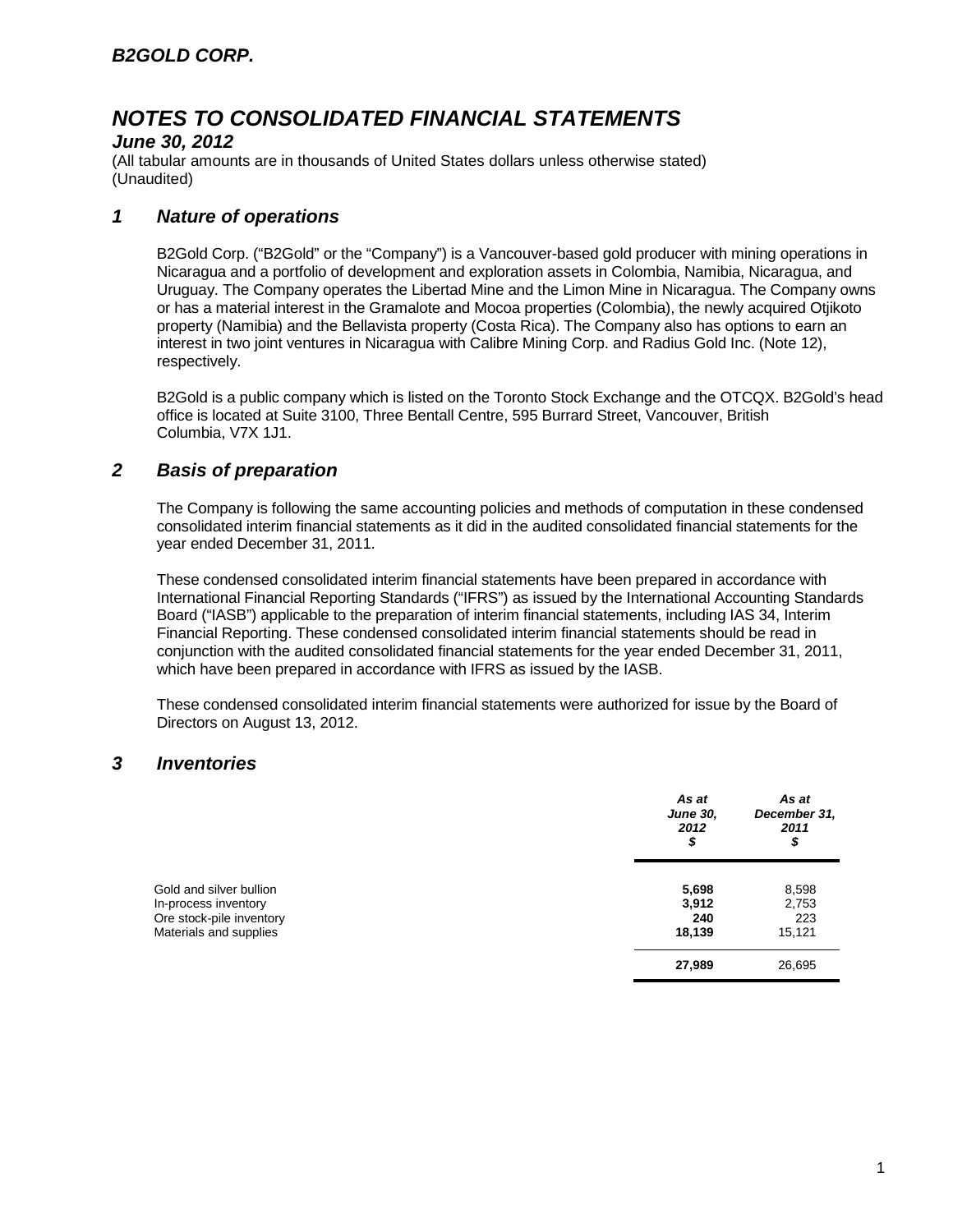***B2GOLD CORP.***

# ***NOTES TO CONSOLIDATED FINANCIAL STATEMENTS***

***June 30, 2012***

(All tabular amounts are in thousands of United States dollars unless otherwise stated)
(Unaudited)

## ***1 Nature of operations***

B2Gold Corp. ("B2Gold" or the "Company") is a Vancouver-based gold producer with mining operations in Nicaragua and a portfolio of development and exploration assets in Colombia, Namibia, Nicaragua, and Uruguay. The Company operates the Libertad Mine and the Limon Mine in Nicaragua. The Company owns or has a material interest in the Gramalote and Mocoa properties (Colombia), the newly acquired Otjikoto property (Namibia) and the Bellavista property (Costa Rica). The Company also has options to earn an interest in two joint ventures in Nicaragua with Calibre Mining Corp. and Radius Gold Inc. (Note 12), respectively.

B2Gold is a public company which is listed on the Toronto Stock Exchange and the OTCQX. B2Gold's head office is located at Suite 3100, Three Bentall Centre, 595 Burrard Street, Vancouver, British Columbia, V7X 1J1.

## ***2 Basis of preparation***

The Company is following the same accounting policies and methods of computation in these condensed consolidated interim financial statements as it did in the audited consolidated financial statements for the year ended December 31, 2011.

These condensed consolidated interim financial statements have been prepared in accordance with International Financial Reporting Standards ("IFRS") as issued by the International Accounting Standards Board ("IASB") applicable to the preparation of interim financial statements, including IAS 34, Interim Financial Reporting. These condensed consolidated interim financial statements should be read in conjunction with the audited consolidated financial statements for the year ended December 31, 2011, which have been prepared in accordance with IFRS as issued by the IASB.

These condensed consolidated interim financial statements were authorized for issue by the Board of Directors on August 13, 2012.

## ***3 Inventories***

| | *As at June 30, 2012 $* | *As at December 31, 2011 $* |
|---|---|---|
| Gold and silver bullion | **5,698** | 8,598 |
| In-process inventory | **3,912** | 2,753 |
| Ore stock-pile inventory | **240** | 223 |
| Materials and supplies | **18,139** | 15,121 |
| | **27,989** | 26,695 |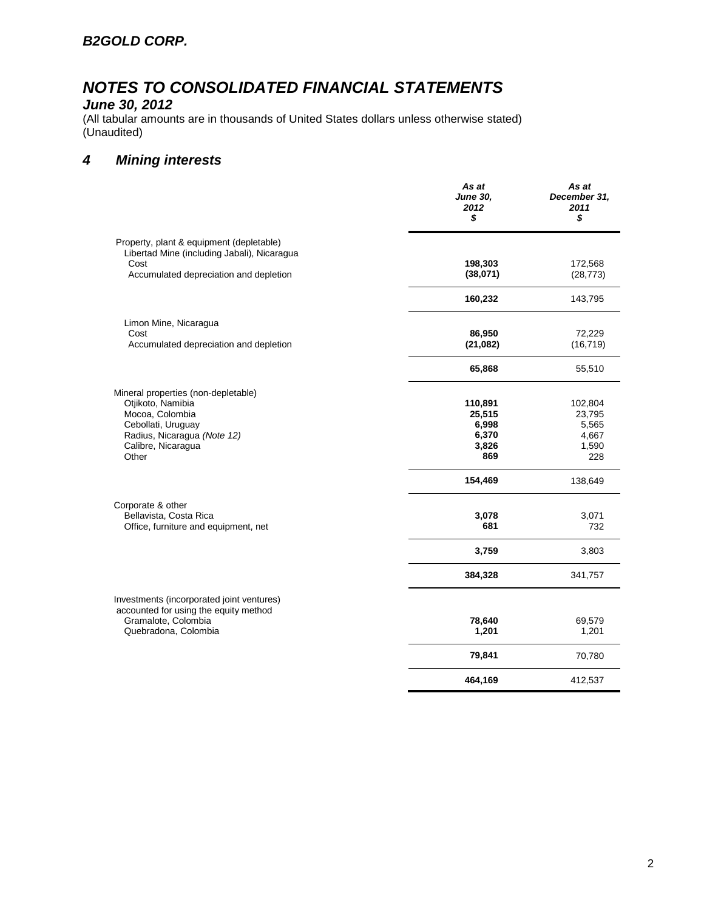**B2GOLD CORP.**

# *NOTES TO CONSOLIDATED FINANCIAL STATEMENTS*

***June 30, 2012***

(All tabular amounts are in thousands of United States dollars unless otherwise stated)
(Unaudited)

## *4 Mining interests*

| | *As at June 30, 2012 $* | *As at December 31, 2011 $* |
|---|---|---|
| Property, plant & equipment (depletable) | | |
| Libertad Mine (including Jabali), Nicaragua | | |
| Cost | **198,303** | 172,568 |
| Accumulated depreciation and depletion | **(38,071)** | (28,773) |
| | **160,232** | 143,795 |
| Limon Mine, Nicaragua | | |
| Cost | **86,950** | 72,229 |
| Accumulated depreciation and depletion | **(21,082)** | (16,719) |
| | **65,868** | 55,510 |
| Mineral properties (non-depletable) | | |
| Otjikoto, Namibia | **110,891** | 102,804 |
| Mocoa, Colombia | **25,515** | 23,795 |
| Cebollati, Uruguay | **6,998** | 5,565 |
| Radius, Nicaragua *(Note 12)* | **6,370** | 4,667 |
| Calibre, Nicaragua | **3,826** | 1,590 |
| Other | **869** | 228 |
| | **154,469** | 138,649 |
| Corporate & other | | |
| Bellavista, Costa Rica | **3,078** | 3,071 |
| Office, furniture and equipment, net | **681** | 732 |
| | **3,759** | 3,803 |
| | **384,328** | 341,757 |
| Investments (incorporated joint ventures) accounted for using the equity method | | |
| Gramalote, Colombia | **78,640** | 69,579 |
| Quebradona, Colombia | **1,201** | 1,201 |
| | **79,841** | 70,780 |
| | **464,169** | 412,537 |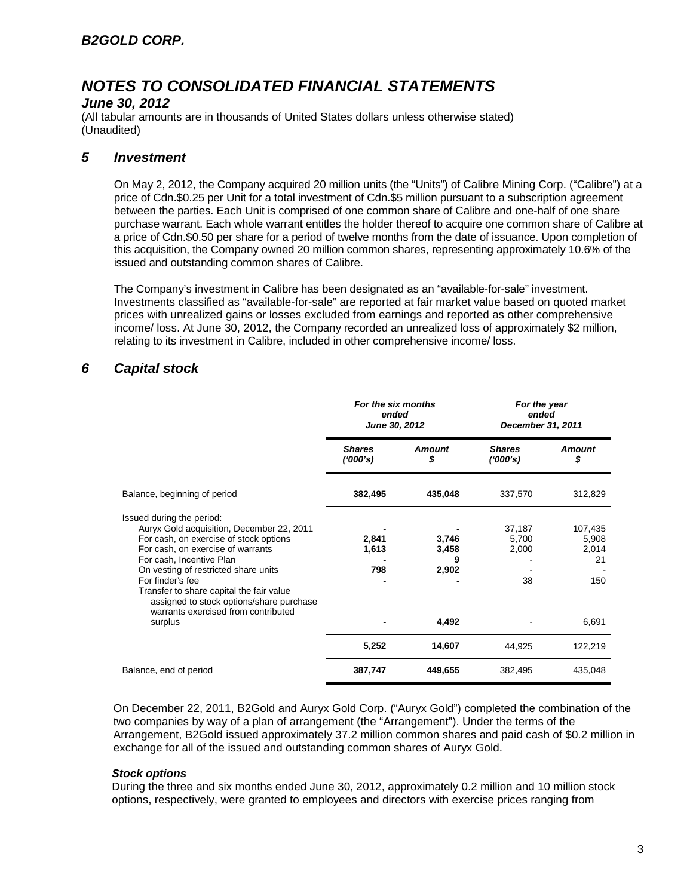## 5 Investment

On May 2, 2012, the Company acquired 20 million units (the "Units") of Calibre Mining Corp. ("Calibre") at a price of Cdn.$0.25 per Unit for a total investment of Cdn.$5 million pursuant to a subscription agreement between the parties. Each Unit is comprised of one common share of Calibre and one-half of one share purchase warrant. Each whole warrant entitles the holder thereof to acquire one common share of Calibre at a price of Cdn.$0.50 per share for a period of twelve months from the date of issuance. Upon completion of this acquisition, the Company owned 20 million common shares, representing approximately 10.6% of the issued and outstanding common shares of Calibre.

The Company's investment in Calibre has been designated as an "available-for-sale" investment. Investments classified as "available-for-sale" are reported at fair market value based on quoted market prices with unrealized gains or losses excluded from earnings and reported as other comprehensive income/ loss. At June 30, 2012, the Company recorded an unrealized loss of approximately $2 million, relating to its investment in Calibre, included in other comprehensive income/ loss.

## 6 Capital stock

| | *For the six months ended June 30, 2012* | | *For the year ended December 31, 2011* | |
|---|---|---|---|---|
| | ***Shares ('000's)*** | ***Amount $*** | ***Shares ('000's)*** | ***Amount $*** |
| Balance, beginning of period | **382,495** | **435,048** | 337,570 | 312,829 |
| Issued during the period: | | | | |
| Auryx Gold acquisition, December 22, 2011 | **-** | **-** | 37,187 | 107,435 |
| For cash, on exercise of stock options | **2,841** | **3,746** | 5,700 | 5,908 |
| For cash, on exercise of warrants | **1,613** | **3,458** | 2,000 | 2,014 |
| For cash, Incentive Plan | **-** | **9** | - | 21 |
| On vesting of restricted share units | **798** | **2,902** | - | - |
| For finder's fee | **-** | **-** | 38 | 150 |
| Transfer to share capital the fair value assigned to stock options/share purchase warrants exercised from contributed surplus | **-** | **4,492** | - | 6,691 |
| | **5,252** | **14,607** | 44,925 | 122,219 |
| Balance, end of period | **387,747** | **449,655** | 382,495 | 435,048 |

On December 22, 2011, B2Gold and Auryx Gold Corp. ("Auryx Gold") completed the combination of the two companies by way of a plan of arrangement (the "Arrangement"). Under the terms of the Arrangement, B2Gold issued approximately 37.2 million common shares and paid cash of $0.2 million in exchange for all of the issued and outstanding common shares of Auryx Gold.

### *Stock options*

During the three and six months ended June 30, 2012, approximately 0.2 million and 10 million stock options, respectively, were granted to employees and directors with exercise prices ranging from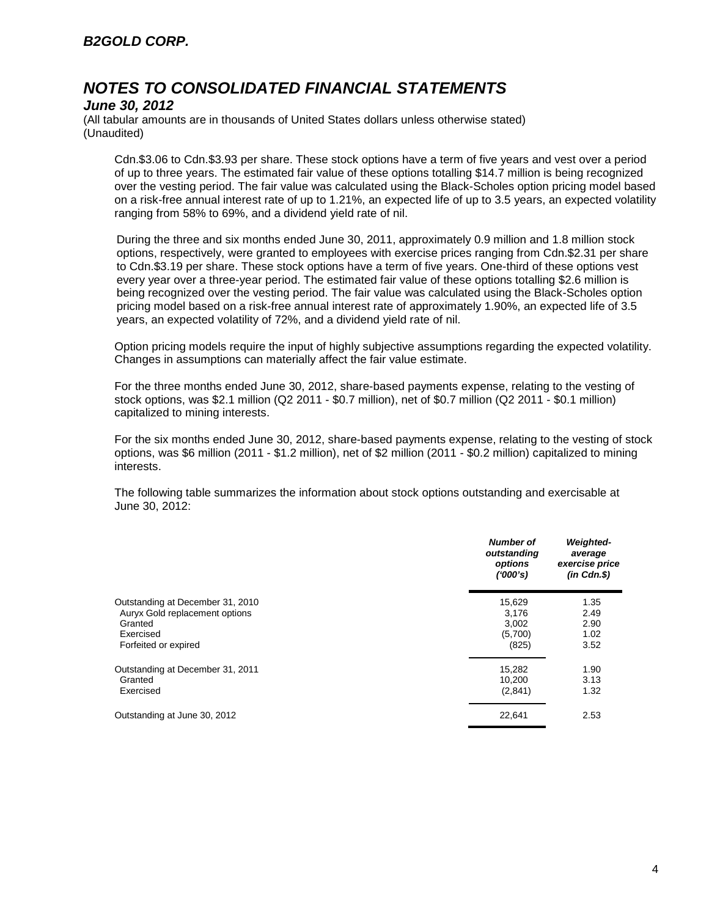Cdn.$3.06 to Cdn.$3.93 per share. These stock options have a term of five years and vest over a period of up to three years. The estimated fair value of these options totalling $14.7 million is being recognized over the vesting period. The fair value was calculated using the Black-Scholes option pricing model based on a risk-free annual interest rate of up to 1.21%, an expected life of up to 3.5 years, an expected volatility ranging from 58% to 69%, and a dividend yield rate of nil.

During the three and six months ended June 30, 2011, approximately 0.9 million and 1.8 million stock options, respectively, were granted to employees with exercise prices ranging from Cdn.$2.31 per share to Cdn.$3.19 per share. These stock options have a term of five years. One-third of these options vest every year over a three-year period. The estimated fair value of these options totalling $2.6 million is being recognized over the vesting period. The fair value was calculated using the Black-Scholes option pricing model based on a risk-free annual interest rate of approximately 1.90%, an expected life of 3.5 years, an expected volatility of 72%, and a dividend yield rate of nil.

Option pricing models require the input of highly subjective assumptions regarding the expected volatility. Changes in assumptions can materially affect the fair value estimate.

For the three months ended June 30, 2012, share-based payments expense, relating to the vesting of stock options, was $2.1 million (Q2 2011 - $0.7 million), net of $0.7 million (Q2 2011 - $0.1 million) capitalized to mining interests.

For the six months ended June 30, 2012, share-based payments expense, relating to the vesting of stock options, was $6 million (2011 - $1.2 million), net of $2 million (2011 - $0.2 million) capitalized to mining interests.

The following table summarizes the information about stock options outstanding and exercisable at June 30, 2012:

| | *Number of outstanding options ('000's)* | *Weighted-average exercise price (in Cdn.$)* |
|---|---|---|
| Outstanding at December 31, 2010 | 15,629 | 1.35 |
| Auryx Gold replacement options | 3,176 | 2.49 |
| Granted | 3,002 | 2.90 |
| Exercised | (5,700) | 1.02 |
| Forfeited or expired | (825) | 3.52 |
| Outstanding at December 31, 2011 | 15,282 | 1.90 |
| Granted | 10,200 | 3.13 |
| Exercised | (2,841) | 1.32 |
| Outstanding at June 30, 2012 | 22,641 | 2.53 |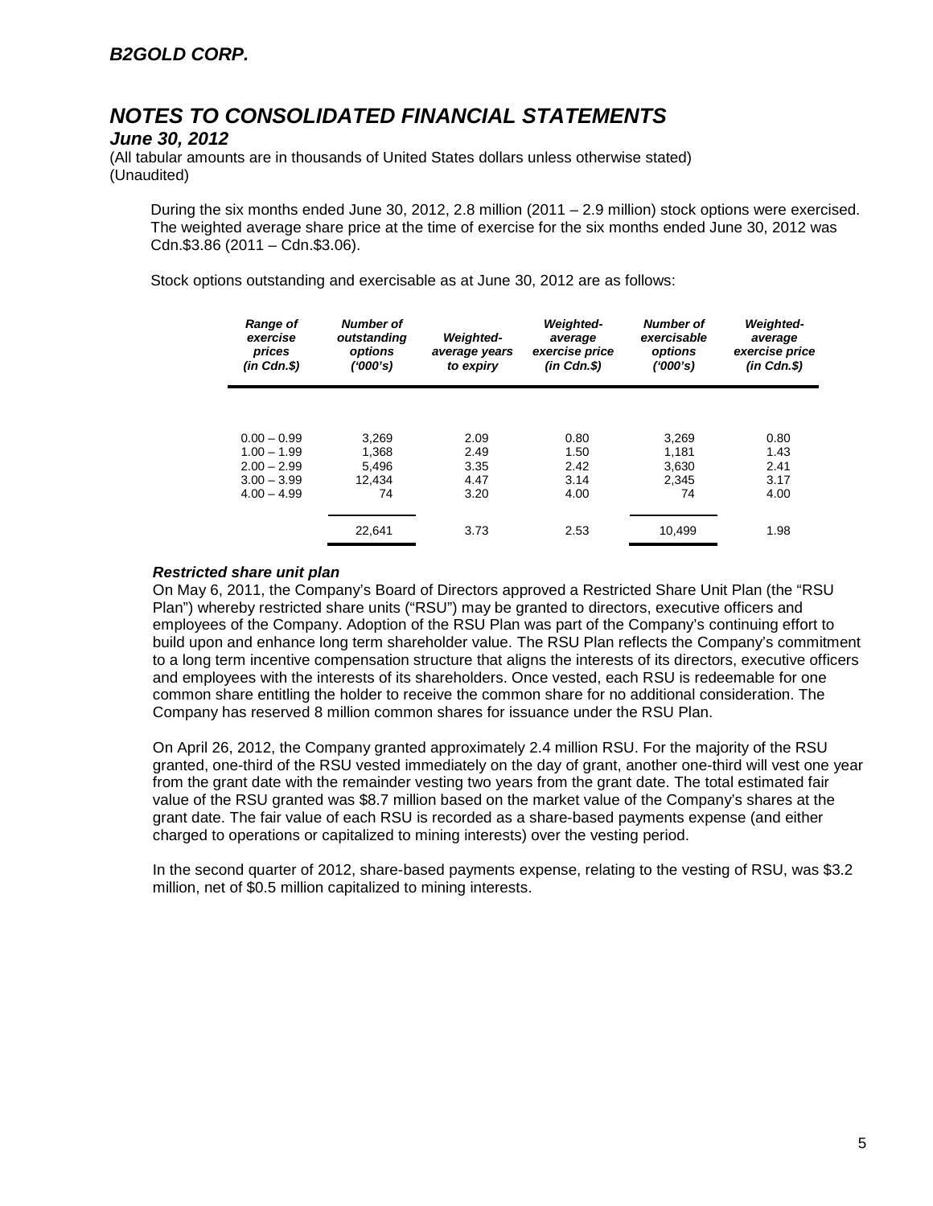During the six months ended June 30, 2012, 2.8 million (2011 – 2.9 million) stock options were exercised. The weighted average share price at the time of exercise for the six months ended June 30, 2012 was Cdn.$3.86 (2011 – Cdn.$3.06).

Stock options outstanding and exercisable as at June 30, 2012 are as follows:

| Range of exercise prices (in Cdn.$) | Number of outstanding options ('000's) | Weighted-average years to expiry | Weighted-average exercise price (in Cdn.$) | Number of exercisable options ('000's) | Weighted-average exercise price (in Cdn.$) |
|---|---|---|---|---|---|
| 0.00 – 0.99 | 3,269 | 2.09 | 0.80 | 3,269 | 0.80 |
| 1.00 – 1.99 | 1,368 | 2.49 | 1.50 | 1,181 | 1.43 |
| 2.00 – 2.99 | 5,496 | 3.35 | 2.42 | 3,630 | 2.41 |
| 3.00 – 3.99 | 12,434 | 4.47 | 3.14 | 2,345 | 3.17 |
| 4.00 – 4.99 | 74 | 3.20 | 4.00 | 74 | 4.00 |
| | 22,641 | 3.73 | 2.53 | 10,499 | 1.98 |

***Restricted share unit plan***

On May 6, 2011, the Company's Board of Directors approved a Restricted Share Unit Plan (the "RSU Plan") whereby restricted share units ("RSU") may be granted to directors, executive officers and employees of the Company. Adoption of the RSU Plan was part of the Company's continuing effort to build upon and enhance long term shareholder value. The RSU Plan reflects the Company's commitment to a long term incentive compensation structure that aligns the interests of its directors, executive officers and employees with the interests of its shareholders. Once vested, each RSU is redeemable for one common share entitling the holder to receive the common share for no additional consideration. The Company has reserved 8 million common shares for issuance under the RSU Plan.

On April 26, 2012, the Company granted approximately 2.4 million RSU. For the majority of the RSU granted, one-third of the RSU vested immediately on the day of grant, another one-third will vest one year from the grant date with the remainder vesting two years from the grant date. The total estimated fair value of the RSU granted was $8.7 million based on the market value of the Company's shares at the grant date. The fair value of each RSU is recorded as a share-based payments expense (and either charged to operations or capitalized to mining interests) over the vesting period.

In the second quarter of 2012, share-based payments expense, relating to the vesting of RSU, was $3.2 million, net of $0.5 million capitalized to mining interests.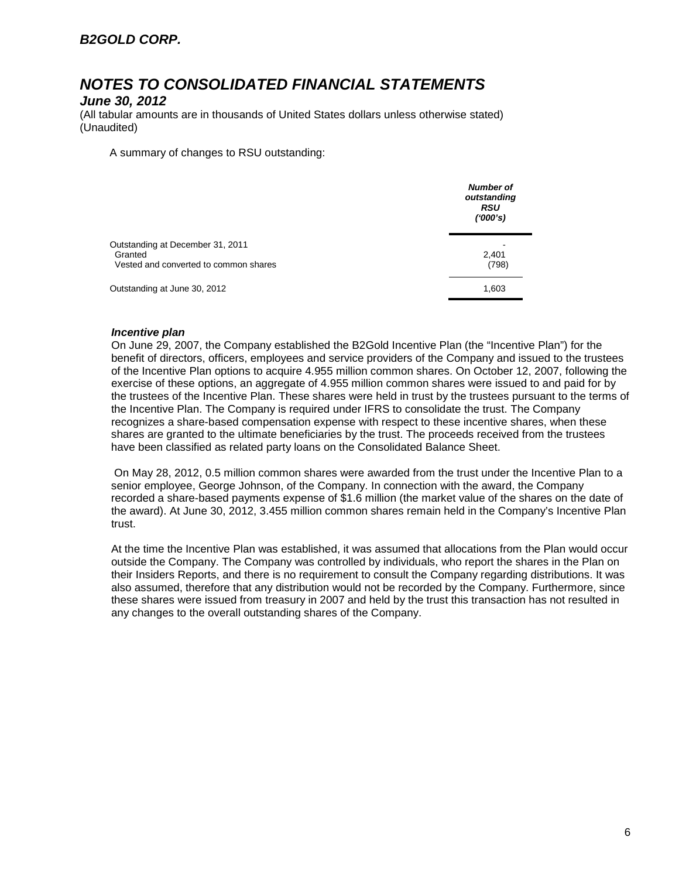A summary of changes to RSU outstanding:

| | *Number of outstanding RSU ('000's)* |
|---|---|
| Outstanding at December 31, 2011 | - |
| Granted | 2,401 |
| Vested and converted to common shares | (798) |
| Outstanding at June 30, 2012 | 1,603 |

***Incentive plan***

On June 29, 2007, the Company established the B2Gold Incentive Plan (the "Incentive Plan") for the benefit of directors, officers, employees and service providers of the Company and issued to the trustees of the Incentive Plan options to acquire 4.955 million common shares. On October 12, 2007, following the exercise of these options, an aggregate of 4.955 million common shares were issued to and paid for by the trustees of the Incentive Plan. These shares were held in trust by the trustees pursuant to the terms of the Incentive Plan. The Company is required under IFRS to consolidate the trust. The Company recognizes a share-based compensation expense with respect to these incentive shares, when these shares are granted to the ultimate beneficiaries by the trust. The proceeds received from the trustees have been classified as related party loans on the Consolidated Balance Sheet.

On May 28, 2012, 0.5 million common shares were awarded from the trust under the Incentive Plan to a senior employee, George Johnson, of the Company. In connection with the award, the Company recorded a share-based payments expense of $1.6 million (the market value of the shares on the date of the award). At June 30, 2012, 3.455 million common shares remain held in the Company's Incentive Plan trust.

At the time the Incentive Plan was established, it was assumed that allocations from the Plan would occur outside the Company. The Company was controlled by individuals, who report the shares in the Plan on their Insiders Reports, and there is no requirement to consult the Company regarding distributions. It was also assumed, therefore that any distribution would not be recorded by the Company. Furthermore, since these shares were issued from treasury in 2007 and held by the trust this transaction has not resulted in any changes to the overall outstanding shares of the Company.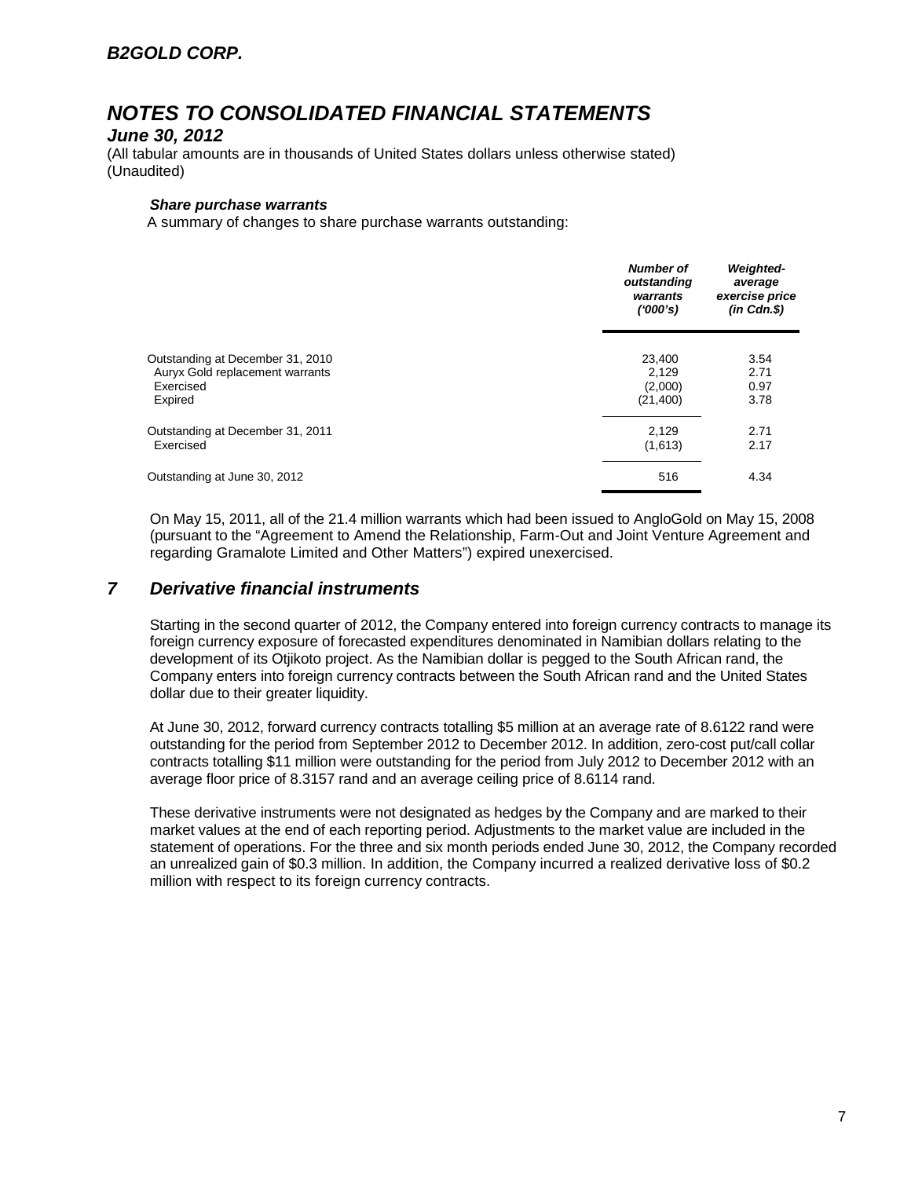## *B2GOLD CORP.*

# *NOTES TO CONSOLIDATED FINANCIAL STATEMENTS*

### *June 30, 2012*

(All tabular amounts are in thousands of United States dollars unless otherwise stated)
(Unaudited)

***Share purchase warrants***

A summary of changes to share purchase warrants outstanding:

| | ***Number of outstanding warrants ('000's)*** | ***Weighted-average exercise price (in Cdn.$)*** |
|---|---|---|
| Outstanding at December 31, 2010 | 23,400 | 3.54 |
| Auryx Gold replacement warrants | 2,129 | 2.71 |
| Exercised | (2,000) | 0.97 |
| Expired | (21,400) | 3.78 |
| Outstanding at December 31, 2011 | 2,129 | 2.71 |
| Exercised | (1,613) | 2.17 |
| Outstanding at June 30, 2012 | 516 | 4.34 |

On May 15, 2011, all of the 21.4 million warrants which had been issued to AngloGold on May 15, 2008 (pursuant to the "Agreement to Amend the Relationship, Farm-Out and Joint Venture Agreement and regarding Gramalote Limited and Other Matters") expired unexercised.

## *7 Derivative financial instruments*

Starting in the second quarter of 2012, the Company entered into foreign currency contracts to manage its foreign currency exposure of forecasted expenditures denominated in Namibian dollars relating to the development of its Otjikoto project. As the Namibian dollar is pegged to the South African rand, the Company enters into foreign currency contracts between the South African rand and the United States dollar due to their greater liquidity.

At June 30, 2012, forward currency contracts totalling $5 million at an average rate of 8.6122 rand were outstanding for the period from September 2012 to December 2012. In addition, zero-cost put/call collar contracts totalling $11 million were outstanding for the period from July 2012 to December 2012 with an average floor price of 8.3157 rand and an average ceiling price of 8.6114 rand.

These derivative instruments were not designated as hedges by the Company and are marked to their market values at the end of each reporting period. Adjustments to the market value are included in the statement of operations. For the three and six month periods ended June 30, 2012, the Company recorded an unrealized gain of $0.3 million. In addition, the Company incurred a realized derivative loss of $0.2 million with respect to its foreign currency contracts.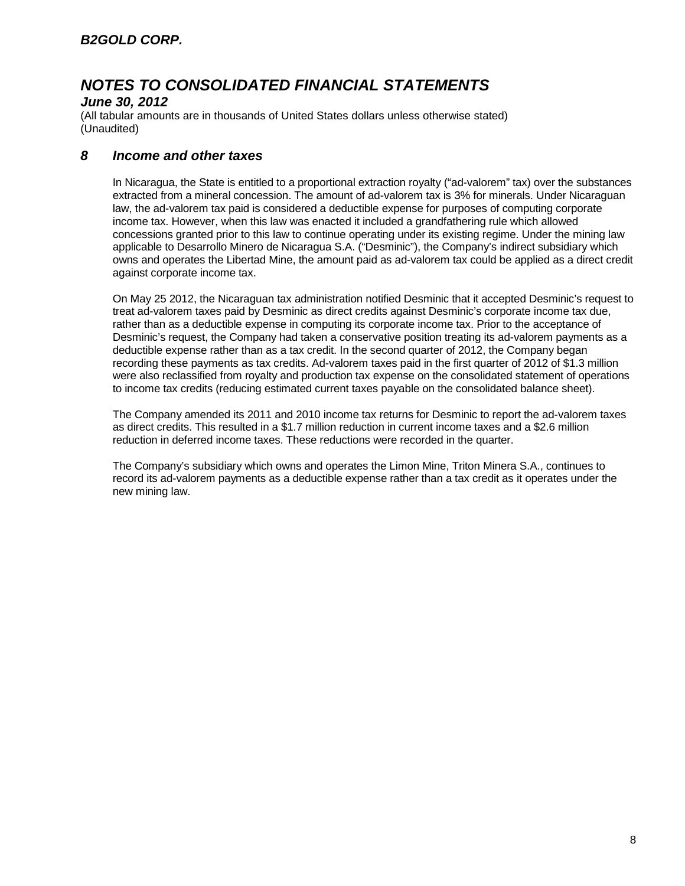# B2GOLD CORP.

# NOTES TO CONSOLIDATED FINANCIAL STATEMENTS

***June 30, 2012***

(All tabular amounts are in thousands of United States dollars unless otherwise stated)
(Unaudited)

## 8 Income and other taxes

In Nicaragua, the State is entitled to a proportional extraction royalty ("ad-valorem" tax) over the substances extracted from a mineral concession. The amount of ad-valorem tax is 3% for minerals. Under Nicaraguan law, the ad-valorem tax paid is considered a deductible expense for purposes of computing corporate income tax. However, when this law was enacted it included a grandfathering rule which allowed concessions granted prior to this law to continue operating under its existing regime. Under the mining law applicable to Desarrollo Minero de Nicaragua S.A. ("Desminic"), the Company's indirect subsidiary which owns and operates the Libertad Mine, the amount paid as ad-valorem tax could be applied as a direct credit against corporate income tax.

On May 25 2012, the Nicaraguan tax administration notified Desminic that it accepted Desminic's request to treat ad-valorem taxes paid by Desminic as direct credits against Desminic's corporate income tax due, rather than as a deductible expense in computing its corporate income tax. Prior to the acceptance of Desminic's request, the Company had taken a conservative position treating its ad-valorem payments as a deductible expense rather than as a tax credit. In the second quarter of 2012, the Company began recording these payments as tax credits. Ad-valorem taxes paid in the first quarter of 2012 of $1.3 million were also reclassified from royalty and production tax expense on the consolidated statement of operations to income tax credits (reducing estimated current taxes payable on the consolidated balance sheet).

The Company amended its 2011 and 2010 income tax returns for Desminic to report the ad-valorem taxes as direct credits. This resulted in a $1.7 million reduction in current income taxes and a $2.6 million reduction in deferred income taxes. These reductions were recorded in the quarter.

The Company's subsidiary which owns and operates the Limon Mine, Triton Minera S.A., continues to record its ad-valorem payments as a deductible expense rather than a tax credit as it operates under the new mining law.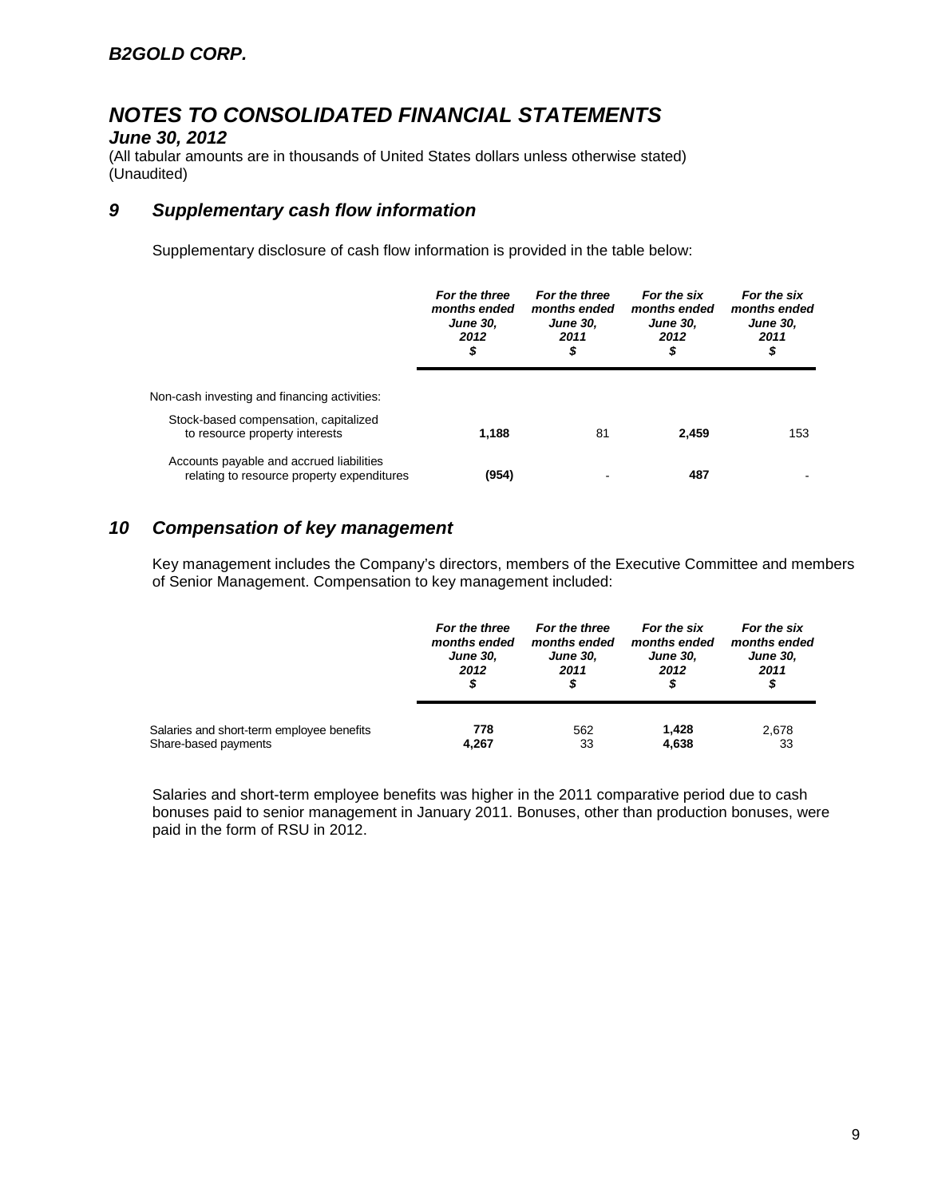**B2GOLD CORP.**

# NOTES TO CONSOLIDATED FINANCIAL STATEMENTS

***June 30, 2012***

(All tabular amounts are in thousands of United States dollars unless otherwise stated)
(Unaudited)

## 9 Supplementary cash flow information

Supplementary disclosure of cash flow information is provided in the table below:

| | *For the three months ended June 30, 2012 $* | *For the three months ended June 30, 2011 $* | *For the six months ended June 30, 2012 $* | *For the six months ended June 30, 2011 $* |
|---|---|---|---|---|
| Non-cash investing and financing activities: | | | | |
| Stock-based compensation, capitalized to resource property interests | **1,188** | 81 | **2,459** | 153 |
| Accounts payable and accrued liabilities relating to resource property expenditures | **(954)** | - | **487** | - |

## 10 Compensation of key management

Key management includes the Company's directors, members of the Executive Committee and members of Senior Management. Compensation to key management included:

| | *For the three months ended June 30, 2012 $* | *For the three months ended June 30, 2011 $* | *For the six months ended June 30, 2012 $* | *For the six months ended June 30, 2011 $* |
|---|---|---|---|---|
| Salaries and short-term employee benefits | **778** | 562 | **1,428** | 2,678 |
| Share-based payments | **4,267** | 33 | **4,638** | 33 |

Salaries and short-term employee benefits was higher in the 2011 comparative period due to cash bonuses paid to senior management in January 2011. Bonuses, other than production bonuses, were paid in the form of RSU in 2012.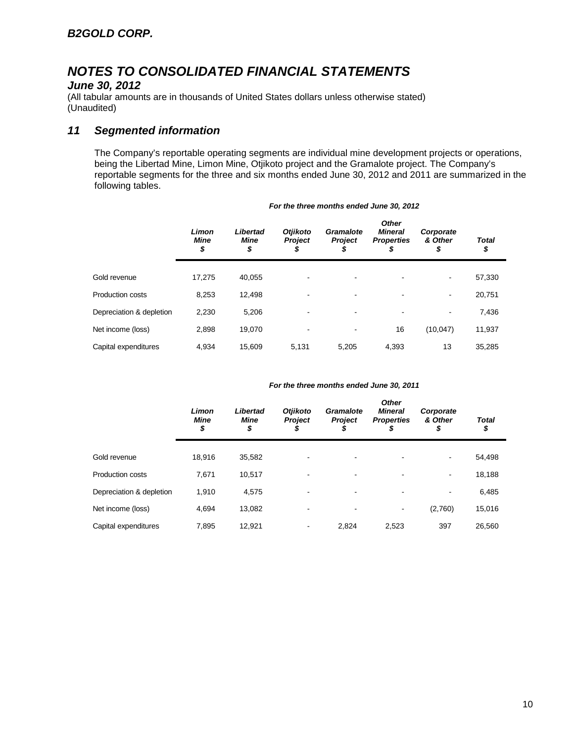**B2GOLD CORP.**

# NOTES TO CONSOLIDATED FINANCIAL STATEMENTS

***June 30, 2012***

(All tabular amounts are in thousands of United States dollars unless otherwise stated)
(Unaudited)

## 11 Segmented information

The Company's reportable operating segments are individual mine development projects or operations, being the Libertad Mine, Limon Mine, Otjikoto project and the Gramalote project. The Company's reportable segments for the three and six months ended June 30, 2012 and 2011 are summarized in the following tables.

***For the three months ended June 30, 2012***

| | *Limon Mine $* | *Libertad Mine $* | *Otjikoto Project $* | *Gramalote Project $* | *Other Mineral Properties $* | *Corporate & Other $* | *Total $* |
|---|---|---|---|---|---|---|---|
| Gold revenue | 17,275 | 40,055 | - | - | - | - | 57,330 |
| Production costs | 8,253 | 12,498 | - | - | - | - | 20,751 |
| Depreciation & depletion | 2,230 | 5,206 | - | - | - | - | 7,436 |
| Net income (loss) | 2,898 | 19,070 | - | - | 16 | (10,047) | 11,937 |
| Capital expenditures | 4,934 | 15,609 | 5,131 | 5,205 | 4,393 | 13 | 35,285 |

***For the three months ended June 30, 2011***

| | *Limon Mine $* | *Libertad Mine $* | *Otjikoto Project $* | *Gramalote Project $* | *Other Mineral Properties $* | *Corporate & Other $* | *Total $* |
|---|---|---|---|---|---|---|---|
| Gold revenue | 18,916 | 35,582 | - | - | - | - | 54,498 |
| Production costs | 7,671 | 10,517 | - | - | - | - | 18,188 |
| Depreciation & depletion | 1,910 | 4,575 | - | - | - | - | 6,485 |
| Net income (loss) | 4,694 | 13,082 | - | - | - | (2,760) | 15,016 |
| Capital expenditures | 7,895 | 12,921 | - | 2,824 | 2,523 | 397 | 26,560 |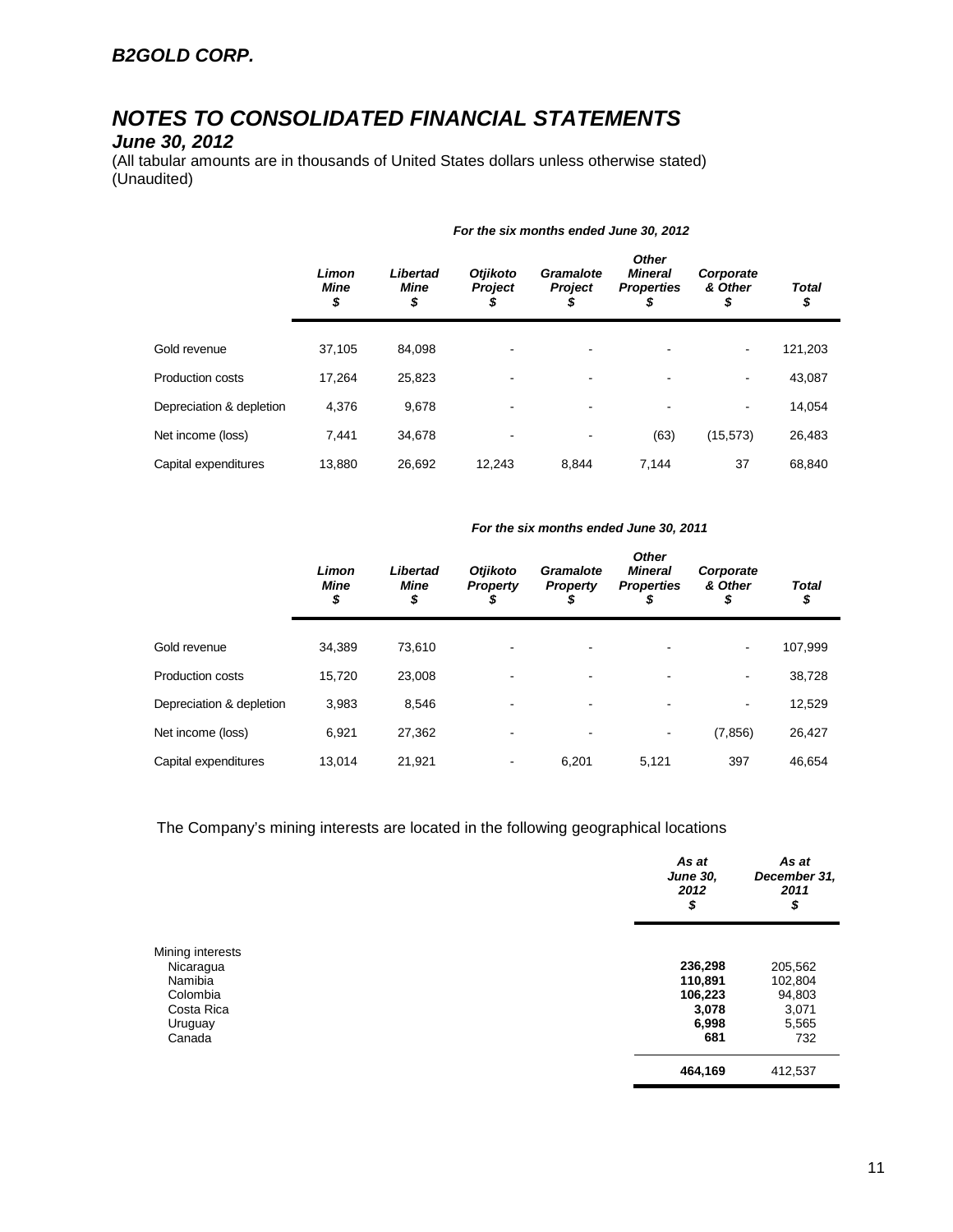## B2GOLD CORP.

# NOTES TO CONSOLIDATED FINANCIAL STATEMENTS

### June 30, 2012

(All tabular amounts are in thousands of United States dollars unless otherwise stated)
(Unaudited)

*For the six months ended June 30, 2012*

| | Limon Mine $ | Libertad Mine $ | Otjikoto Project $ | Gramalote Project $ | Other Mineral Properties $ | Corporate & Other $ | Total $ |
|---|---|---|---|---|---|---|---|
| Gold revenue | 37,105 | 84,098 | - | - | - | - | 121,203 |
| Production costs | 17,264 | 25,823 | - | - | - | - | 43,087 |
| Depreciation & depletion | 4,376 | 9,678 | - | - | - | - | 14,054 |
| Net income (loss) | 7,441 | 34,678 | - | - | (63) | (15,573) | 26,483 |
| Capital expenditures | 13,880 | 26,692 | 12,243 | 8,844 | 7,144 | 37 | 68,840 |

*For the six months ended June 30, 2011*

| | Limon Mine $ | Libertad Mine $ | Otjikoto Property $ | Gramalote Property $ | Other Mineral Properties $ | Corporate & Other $ | Total $ |
|---|---|---|---|---|---|---|---|
| Gold revenue | 34,389 | 73,610 | - | - | - | - | 107,999 |
| Production costs | 15,720 | 23,008 | - | - | - | - | 38,728 |
| Depreciation & depletion | 3,983 | 8,546 | - | - | - | - | 12,529 |
| Net income (loss) | 6,921 | 27,362 | - | - | - | (7,856) | 26,427 |
| Capital expenditures | 13,014 | 21,921 | - | 6,201 | 5,121 | 397 | 46,654 |

The Company's mining interests are located in the following geographical locations

| | As at June 30, 2012 $ | As at December 31, 2011 $ |
|---|---|---|
| Mining interests | | |
| Nicaragua | **236,298** | 205,562 |
| Namibia | **110,891** | 102,804 |
| Colombia | **106,223** | 94,803 |
| Costa Rica | **3,078** | 3,071 |
| Uruguay | **6,998** | 5,565 |
| Canada | **681** | 732 |
| | **464,169** | 412,537 |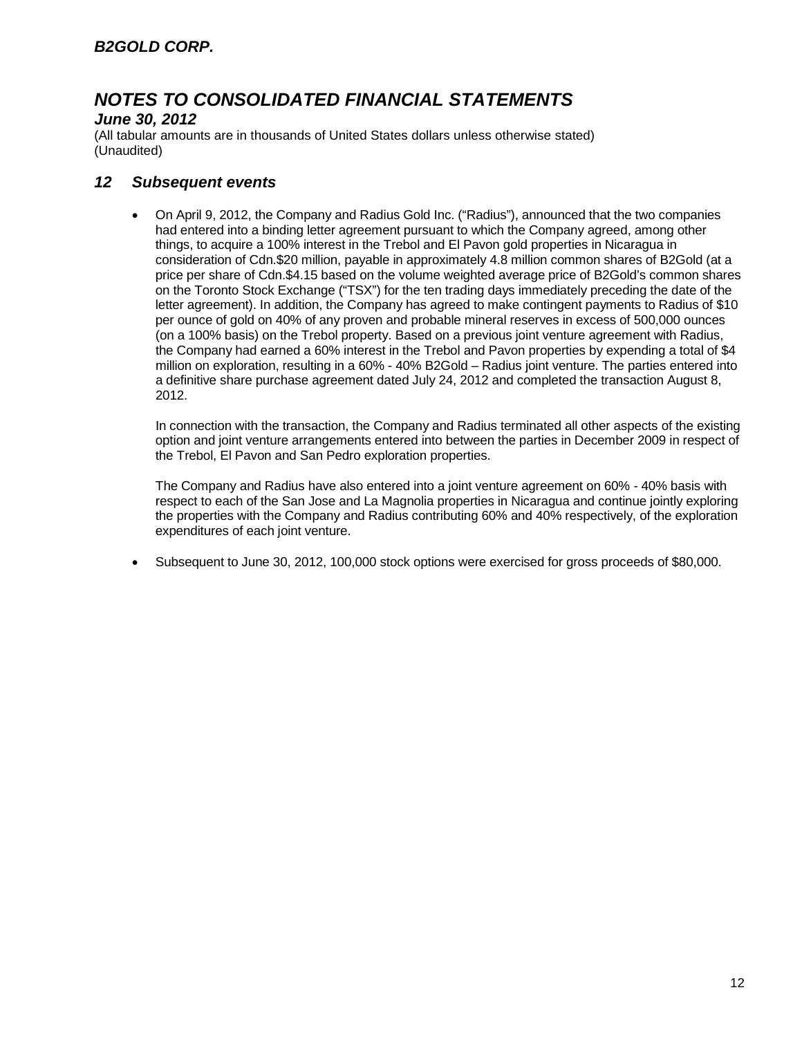## 12 Subsequent events

- On April 9, 2012, the Company and Radius Gold Inc. ("Radius"), announced that the two companies had entered into a binding letter agreement pursuant to which the Company agreed, among other things, to acquire a 100% interest in the Trebol and El Pavon gold properties in Nicaragua in consideration of Cdn.$20 million, payable in approximately 4.8 million common shares of B2Gold (at a price per share of Cdn.$4.15 based on the volume weighted average price of B2Gold's common shares on the Toronto Stock Exchange ("TSX") for the ten trading days immediately preceding the date of the letter agreement). In addition, the Company has agreed to make contingent payments to Radius of $10 per ounce of gold on 40% of any proven and probable mineral reserves in excess of 500,000 ounces (on a 100% basis) on the Trebol property. Based on a previous joint venture agreement with Radius, the Company had earned a 60% interest in the Trebol and Pavon properties by expending a total of $4 million on exploration, resulting in a 60% - 40% B2Gold – Radius joint venture. The parties entered into a definitive share purchase agreement dated July 24, 2012 and completed the transaction August 8, 2012.

  In connection with the transaction, the Company and Radius terminated all other aspects of the existing option and joint venture arrangements entered into between the parties in December 2009 in respect of the Trebol, El Pavon and San Pedro exploration properties.

  The Company and Radius have also entered into a joint venture agreement on 60% - 40% basis with respect to each of the San Jose and La Magnolia properties in Nicaragua and continue jointly exploring the properties with the Company and Radius contributing 60% and 40% respectively, of the exploration expenditures of each joint venture.

- Subsequent to June 30, 2012, 100,000 stock options were exercised for gross proceeds of $80,000.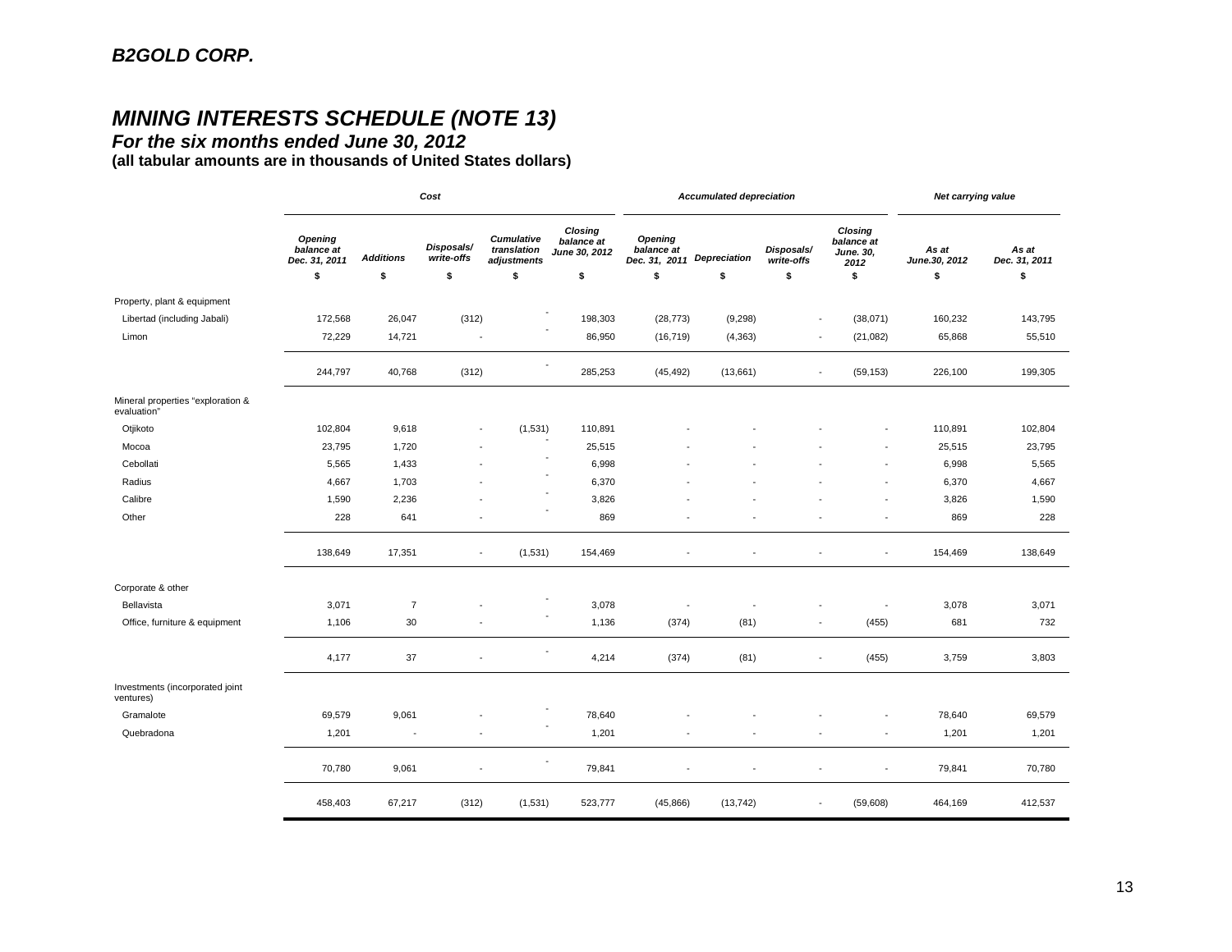**B2GOLD CORP.**

# MINING INTERESTS SCHEDULE (NOTE 13)

## For the six months ended June 30, 2012

**(all tabular amounts are in thousands of United States dollars)**

| | Cost | | | | | Accumulated depreciation | | | | Net carrying value | |
|---|---|---|---|---|---|---|---|---|---|---|---|
| | Opening balance at Dec. 31, 2011 | Additions | Disposals/ write-offs | Cumulative translation adjustments | Closing balance at June 30, 2012 | Opening balance at Dec. 31, 2011 | Depreciation | Disposals/ write-offs | Closing balance at June. 30, 2012 | As at June.30, 2012 | As at Dec. 31, 2011 |
| | $ | $ | $ | $ | $ | $ | $ | $ | $ | $ | $ |
| Property, plant & equipment | | | | | | | | | | | |
| Libertad (including Jabali) | 172,568 | 26,047 | (312) | - | 198,303 | (28,773) | (9,298) | - | (38,071) | 160,232 | 143,795 |
| Limon | 72,229 | 14,721 | - | - | 86,950 | (16,719) | (4,363) | - | (21,082) | 65,868 | 55,510 |
| | 244,797 | 40,768 | (312) | - | 285,253 | (45,492) | (13,661) | - | (59,153) | 226,100 | 199,305 |
| Mineral properties "exploration & evaluation" | | | | | | | | | | | |
| Otjikoto | 102,804 | 9,618 | - | (1,531) | 110,891 | - | - | - | - | 110,891 | 102,804 |
| Mocoa | 23,795 | 1,720 | - | - | 25,515 | - | - | - | - | 25,515 | 23,795 |
| Cebollati | 5,565 | 1,433 | - | - | 6,998 | - | - | - | - | 6,998 | 5,565 |
| Radius | 4,667 | 1,703 | - | - | 6,370 | - | - | - | - | 6,370 | 4,667 |
| Calibre | 1,590 | 2,236 | - | - | 3,826 | - | - | - | - | 3,826 | 1,590 |
| Other | 228 | 641 | - | - | 869 | - | - | - | - | 869 | 228 |
| | 138,649 | 17,351 | - | (1,531) | 154,469 | - | - | - | - | 154,469 | 138,649 |
| Corporate & other | | | | | | | | | | | |
| Bellavista | 3,071 | 7 | - | - | 3,078 | - | - | - | - | 3,078 | 3,071 |
| Office, furniture & equipment | 1,106 | 30 | - | - | 1,136 | (374) | (81) | - | (455) | 681 | 732 |
| | 4,177 | 37 | - | - | 4,214 | (374) | (81) | - | (455) | 3,759 | 3,803 |
| Investments (incorporated joint ventures) | | | | | | | | | | | |
| Gramalote | 69,579 | 9,061 | - | - | 78,640 | - | - | - | - | 78,640 | 69,579 |
| Quebradona | 1,201 | - | - | - | 1,201 | - | - | - | - | 1,201 | 1,201 |
| | 70,780 | 9,061 | - | - | 79,841 | - | - | - | - | 79,841 | 70,780 |
| | 458,403 | 67,217 | (312) | (1,531) | 523,777 | (45,866) | (13,742) | - | (59,608) | 464,169 | 412,537 |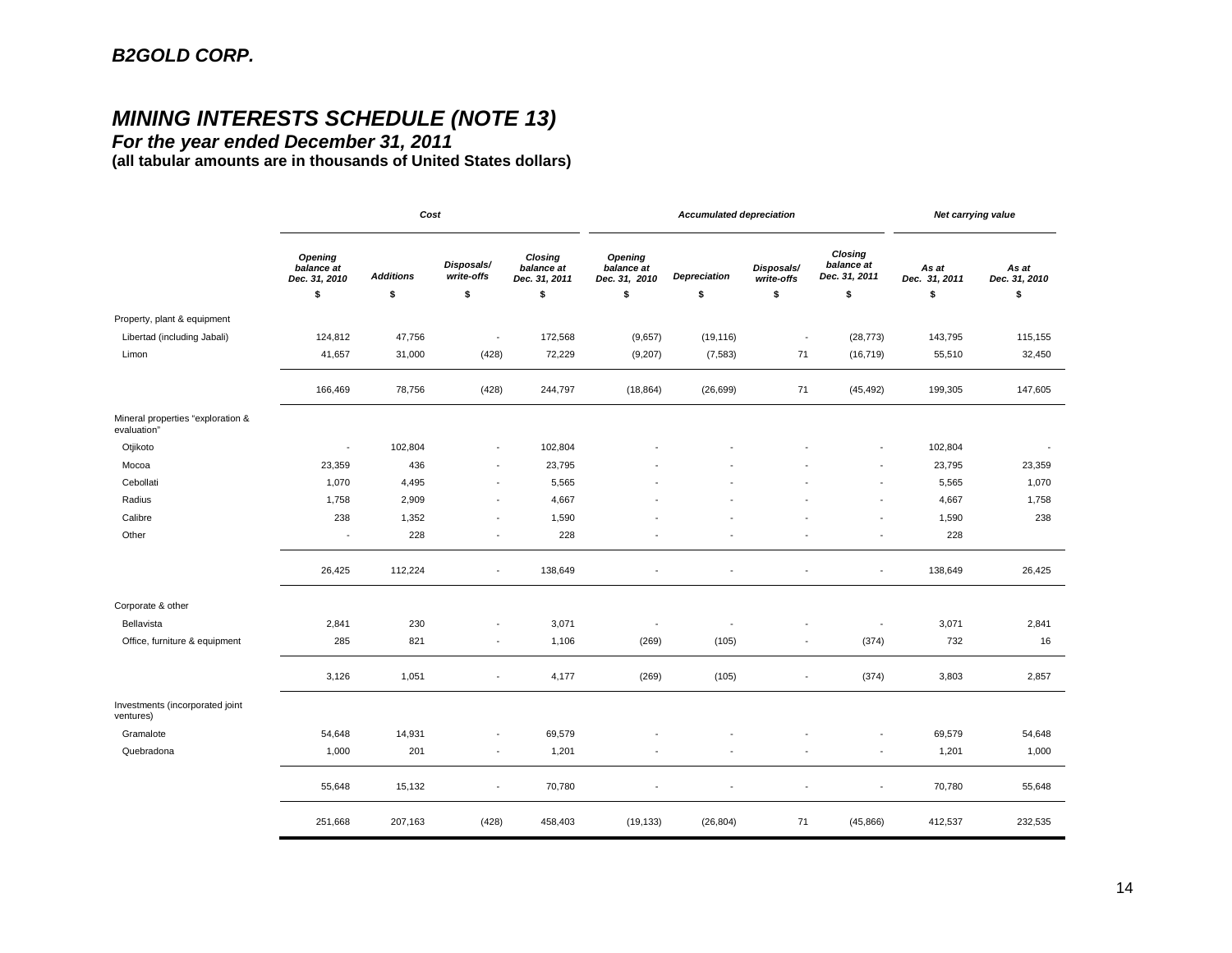**B2GOLD CORP.**

## *MINING INTERESTS SCHEDULE (NOTE 13)*

### *For the year ended December 31, 2011*

**(all tabular amounts are in thousands of United States dollars)**

| | *Cost* | | | | *Accumulated depreciation* | | | | *Net carrying value* | |
|---|---|---|---|---|---|---|---|---|---|---|
| | *Opening balance at Dec. 31, 2010* | *Additions* | *Disposals/ write-offs* | *Closing balance at Dec. 31, 2011* | *Opening balance at Dec. 31, 2010* | *Depreciation* | *Disposals/ write-offs* | *Closing balance at Dec. 31, 2011* | *As at Dec. 31, 2011* | *As at Dec. 31, 2010* |
| | $ | $ | $ | $ | $ | $ | $ | $ | $ | $ |
| Property, plant & equipment | | | | | | | | | | |
| Libertad (including Jabali) | 124,812 | 47,756 | - | 172,568 | (9,657) | (19,116) | - | (28,773) | 143,795 | 115,155 |
| Limon | 41,657 | 31,000 | (428) | 72,229 | (9,207) | (7,583) | 71 | (16,719) | 55,510 | 32,450 |
| | 166,469 | 78,756 | (428) | 244,797 | (18,864) | (26,699) | 71 | (45,492) | 199,305 | 147,605 |
| Mineral properties "exploration & evaluation" | | | | | | | | | | |
| Otjikoto | - | 102,804 | - | 102,804 | - | - | - | - | 102,804 | - |
| Mocoa | 23,359 | 436 | - | 23,795 | - | - | - | - | 23,795 | 23,359 |
| Cebollati | 1,070 | 4,495 | - | 5,565 | - | - | - | - | 5,565 | 1,070 |
| Radius | 1,758 | 2,909 | - | 4,667 | - | - | - | - | 4,667 | 1,758 |
| Calibre | 238 | 1,352 | - | 1,590 | - | - | - | - | 1,590 | 238 |
| Other | - | 228 | - | 228 | - | - | - | - | 228 | |
| | 26,425 | 112,224 | - | 138,649 | - | - | - | - | 138,649 | 26,425 |
| Corporate & other | | | | | | | | | | |
| Bellavista | 2,841 | 230 | - | 3,071 | - | - | - | - | 3,071 | 2,841 |
| Office, furniture & equipment | 285 | 821 | - | 1,106 | (269) | (105) | - | (374) | 732 | 16 |
| | 3,126 | 1,051 | - | 4,177 | (269) | (105) | - | (374) | 3,803 | 2,857 |
| Investments (incorporated joint ventures) | | | | | | | | | | |
| Gramalote | 54,648 | 14,931 | - | 69,579 | - | - | - | - | 69,579 | 54,648 |
| Quebradona | 1,000 | 201 | - | 1,201 | - | - | - | - | 1,201 | 1,000 |
| | 55,648 | 15,132 | - | 70,780 | - | - | - | - | 70,780 | 55,648 |
| | 251,668 | 207,163 | (428) | 458,403 | (19,133) | (26,804) | 71 | (45,866) | 412,537 | 232,535 |